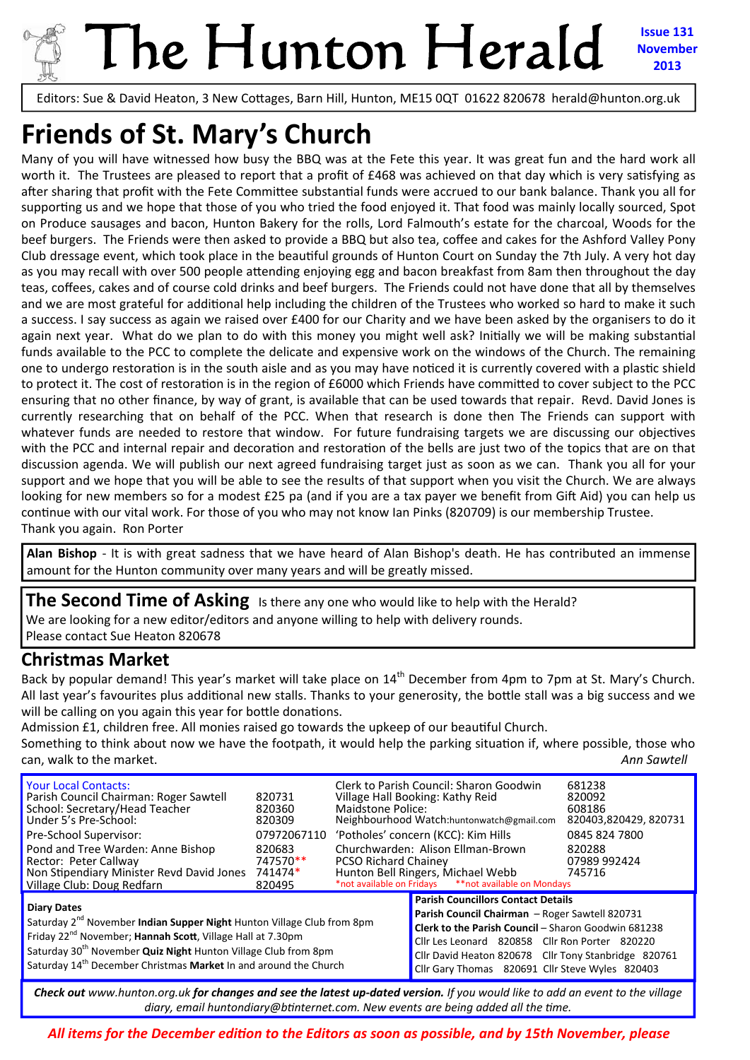# The Hunton Herald

**Issue 131 November 2013**

Editors: Sue & David Heaton, 3 New Cottages, Barn Hill, Hunton, ME15 0QT 01622 820678 herald@hunton.org.uk

## Friends of St. Mary's Church

Many of you will have witnessed how busy the BBQ was at the Fete this year. It was great fun and the hard work all worth it. The Trustees are pleased to report that a profit of £468 was achieved on that day which is very satisfying as after sharing that profit with the Fete Committee substantial funds were accrued to our bank balance. Thank you all for supporting us and we hope that those of you who tried the food enjoyed it. That food was mainly locally sourced, Spot on Produce sausages and bacon, Hunton Bakery for the rolls, Lord Falmouth's estate for the charcoal, Woods for the beef burgers. The Friends were then asked to provide a BBQ but also tea, coffee and cakes for the Ashford Valley Pony Club dressage event, which took place in the beautiful grounds of Hunton Court on Sunday the 7th July. A very hot day as you may recall with over 500 people attending enjoying egg and bacon breakfast from 8am then throughout the day teas, coffees, cakes and of course cold drinks and beef burgers. The Friends could not have done that all by themselves and we are most grateful for additional help including the children of the Trustees who worked so hard to make it such a success. I say success as again we raised over £400 for our Charity and we have been asked by the organisers to do it again next year. What do we plan to do with this money you might well ask? Initially we will be making substantial funds available to the PCC to complete the delicate and expensive work on the windows of the Church. The remaining one to undergo restoration is in the south aisle and as you may have noticed it is currently covered with a plastic shield to protect it. The cost of restoration is in the region of £6000 which Friends have committed to cover subject to the PCC ensuring that no other finance, by way of grant, is available that can be used towards that repair. Revd. David Jones is currently researching that on behalf of the PCC. When that research is done then The Friends can support with whatever funds are needed to restore that window. For future fundraising targets we are discussing our objectives with the PCC and internal repair and decoration and restoration of the bells are just two of the topics that are on that discussion agenda. We will publish our next agreed fundraising target just as soon as we can. Thank you all for your support and we hope that you will be able to see the results of that support when you visit the Church. We are always looking for new members so for a modest £25 pa (and if you are a tax payer we benefit from Gift Aid) you can help us continue with our vital work. For those of you who may not know Ian Pinks (820709) is our membership Trustee.

Thank you again. Ron Porter

**Alan Bishop** - It is with great sadness that we have heard of Alan Bishop's death. He has contributed an immense amount for the Hunton community over many years and will be greatly missed.

**The Second Time of Asking** Is there any one who would like to help with the Herald? We are looking for a new editor/editors and anyone willing to help with delivery rounds. Please contact Sue Heaton 820678

## Christmas Market

Back by popular demand! This year's market will take place on 14th December from 4pm to 7pm at St. Mary's Church. All last year's favourites plus additional new stalls. Thanks to your generosity, the bottle stall was a big success and we will be calling on you again this year for bottle donations.

Admission £1, children free. All monies raised go towards the upkeep of our beautiful Church.

Something to think about now we have the footpath, it would help the parking situation if, where possible, those who can, walk to the market.

*Ann Sawtell*

**Your Local Contacts:**

| | | | |
|---|---|---|---|
| Parish Council Chairman: Roger Sawtell | 820731 | Clerk to Parish Council: Sharon Goodwin | 681238 |
| School: Secretary/Head Teacher | 820360 | Village Hall Booking: Kathy Reid | 820092 |
| Under 5's Pre-School: | 820309 | Maidstone Police: | 608186 |
| | | Neighbourhood Watch: huntonwatch@gmail.com | 820403, 820429, 820731 |
| Pre-School Supervisor: | 07972067110 | 'Potholes' concern (KCC): Kim Hills | 0845 824 7800 |
| Pond and Tree Warden: Anne Bishop | 820683 | Churchwarden: Alison Ellman-Brown | 820288 |
| Rector: Peter Callway | 747570** | PCSO Richard Chainey | 07989 992424 |
| Non Stipendiary Minister Revd David Jones | 741474* | Hunton Bell Ringers, Michael Webb | 745716 |
| Village Club: Doug Redfarn | 820495 | *not available on Fridays **not available on Mondays | |

**Diary Dates**

- Saturday 2nd November **Indian Supper Night** Hunton Village Club from 8pm
- Friday 22nd November; **Hannah Scott**, Village Hall at 7.30pm
- Saturday 30th November **Quiz Night** Hunton Village Club from 8pm
- Saturday 14th December Christmas **Market** In and around the Church

**Parish Councillors Contact Details**

**Parish Council Chairman** – Roger Sawtell 820731
**Clerk to the Parish Council** – Sharon Goodwin 681238
Cllr Les Leonard 820858 Cllr Ron Porter 820220
Cllr David Heaton 820678 Cllr Tony Stanbridge 820761
Cllr Gary Thomas 820691 Cllr Steve Wyles 820403

***Check out** www.hunton.org.uk **for changes and see the latest up-dated version.** If you would like to add an event to the village diary, email huntondiary@btinternet.com. New events are being added all the time.*

***All items for the December edition to the Editors as soon as possible, and by 15th November, please***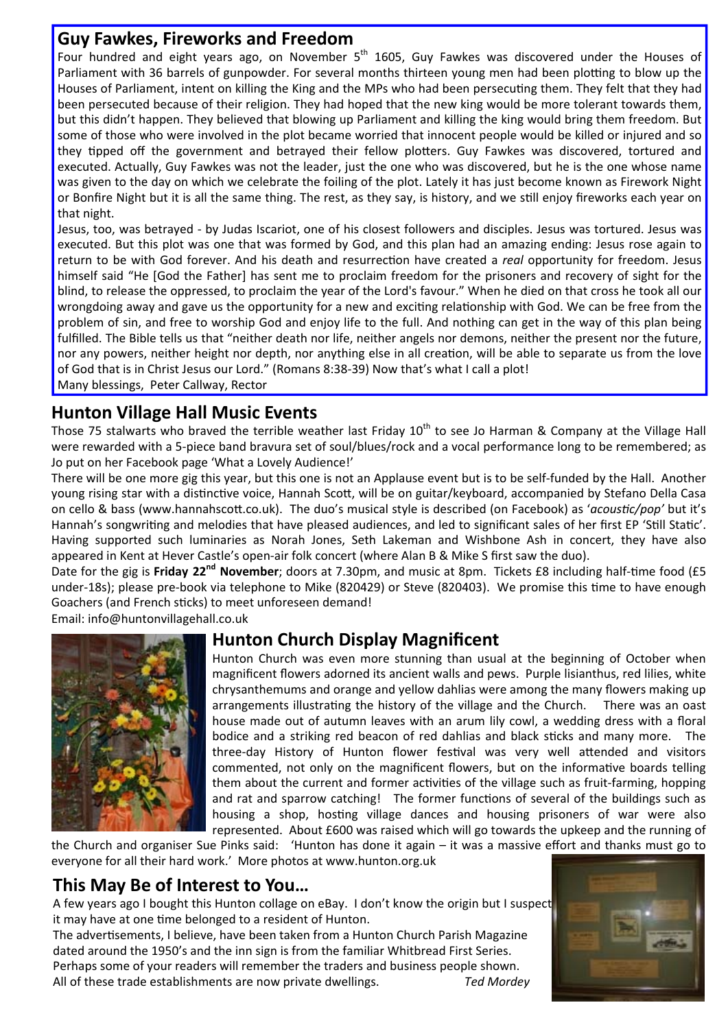## Guy Fawkes, Fireworks and Freedom

Four hundred and eight years ago, on November 5th 1605, Guy Fawkes was discovered under the Houses of Parliament with 36 barrels of gunpowder. For several months thirteen young men had been plotting to blow up the Houses of Parliament, intent on killing the King and the MPs who had been persecuting them. They felt that they had been persecuted because of their religion. They had hoped that the new king would be more tolerant towards them, but this didn't happen. They believed that blowing up Parliament and killing the king would bring them freedom. But some of those who were involved in the plot became worried that innocent people would be killed or injured and so they tipped off the government and betrayed their fellow plotters. Guy Fawkes was discovered, tortured and executed. Actually, Guy Fawkes was not the leader, just the one who was discovered, but he is the one whose name was given to the day on which we celebrate the foiling of the plot. Lately it has just become known as Firework Night or Bonfire Night but it is all the same thing. The rest, as they say, is history, and we still enjoy fireworks each year on that night.

Jesus, too, was betrayed - by Judas Iscariot, one of his closest followers and disciples. Jesus was tortured. Jesus was executed. But this plot was one that was formed by God, and this plan had an amazing ending: Jesus rose again to return to be with God forever. And his death and resurrection have created a *real* opportunity for freedom. Jesus himself said "He [God the Father] has sent me to proclaim freedom for the prisoners and recovery of sight for the blind, to release the oppressed, to proclaim the year of the Lord's favour." When he died on that cross he took all our wrongdoing away and gave us the opportunity for a new and exciting relationship with God. We can be free from the problem of sin, and free to worship God and enjoy life to the full. And nothing can get in the way of this plan being fulfilled. The Bible tells us that "neither death nor life, neither angels nor demons, neither the present nor the future, nor any powers, neither height nor depth, nor anything else in all creation, will be able to separate us from the love of God that is in Christ Jesus our Lord." (Romans 8:38-39) Now that's what I call a plot!

Many blessings, Peter Callway, Rector

## Hunton Village Hall Music Events

Those 75 stalwarts who braved the terrible weather last Friday 10th to see Jo Harman & Company at the Village Hall were rewarded with a 5-piece band bravura set of soul/blues/rock and a vocal performance long to be remembered; as Jo put on her Facebook page 'What a Lovely Audience!'

There will be one more gig this year, but this one is not an Applause event but is to be self-funded by the Hall. Another young rising star with a distinctive voice, Hannah Scott, will be on guitar/keyboard, accompanied by Stefano Della Casa on cello & bass (www.hannahscott.co.uk). The duo's musical style is described (on Facebook) as '*acoustic/pop'* but it's Hannah's songwriting and melodies that have pleased audiences, and led to significant sales of her first EP 'Still Static'. Having supported such luminaries as Norah Jones, Seth Lakeman and Wishbone Ash in concert, they have also appeared in Kent at Hever Castle's open-air folk concert (where Alan B & Mike S first saw the duo).

Date for the gig is **Friday 22nd November**; doors at 7.30pm, and music at 8pm. Tickets £8 including half-time food (£5 under-18s); please pre-book via telephone to Mike (820429) or Steve (820403). We promise this time to have enough Goachers (and French sticks) to meet unforeseen demand!

Email: info@huntonvillagehall.co.uk

## Hunton Church Display Magnificent

Hunton Church was even more stunning than usual at the beginning of October when magnificent flowers adorned its ancient walls and pews. Purple lisianthus, red lilies, white chrysanthemums and orange and yellow dahlias were among the many flowers making up arrangements illustrating the history of the village and the Church. There was an oast house made out of autumn leaves with an arum lily cowl, a wedding dress with a floral bodice and a striking red beacon of red dahlias and black sticks and many more. The three-day History of Hunton flower festival was very well attended and visitors commented, not only on the magnificent flowers, but on the informative boards telling them about the current and former activities of the village such as fruit-farming, hopping and rat and sparrow catching! The former functions of several of the buildings such as housing a shop, hosting village dances and housing prisoners of war were also represented. About £600 was raised which will go towards the upkeep and the running of the Church and organiser Sue Pinks said: 'Hunton has done it again – it was a massive effort and thanks must go to everyone for all their hard work.' More photos at www.hunton.org.uk

## This May Be of Interest to You…

A few years ago I bought this Hunton collage on eBay. I don't know the origin but I suspect it may have at one time belonged to a resident of Hunton.

The advertisements, I believe, have been taken from a Hunton Church Parish Magazine dated around the 1950's and the inn sign is from the familiar Whitbread First Series.

Perhaps some of your readers will remember the traders and business people shown.

All of these trade establishments are now private dwellings. *Ted Mordey*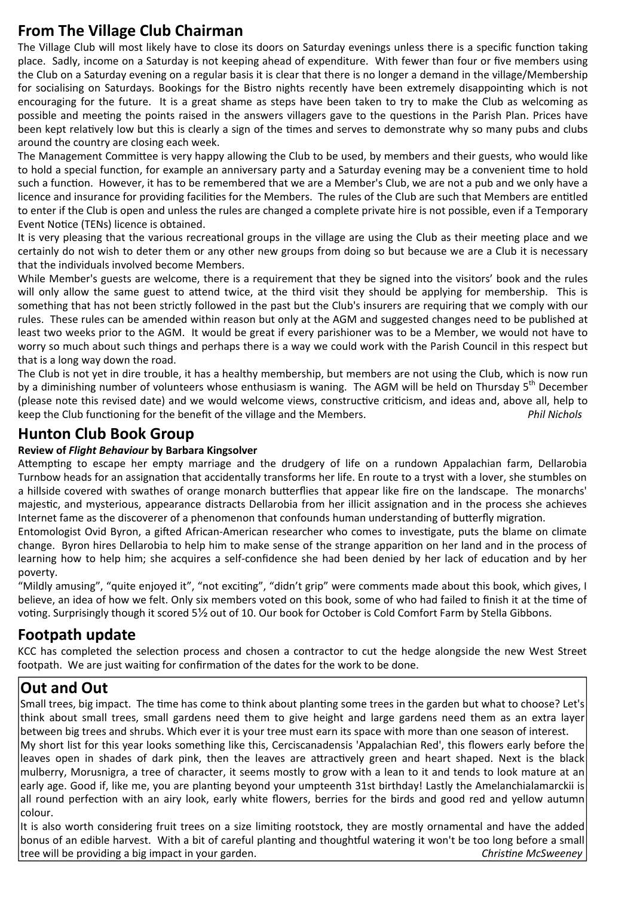## From The Village Club Chairman

The Village Club will most likely have to close its doors on Saturday evenings unless there is a specific function taking place. Sadly, income on a Saturday is not keeping ahead of expenditure. With fewer than four or five members using the Club on a Saturday evening on a regular basis it is clear that there is no longer a demand in the village/Membership for socialising on Saturdays. Bookings for the Bistro nights recently have been extremely disappointing which is not encouraging for the future. It is a great shame as steps have been taken to try to make the Club as welcoming as possible and meeting the points raised in the answers villagers gave to the questions in the Parish Plan. Prices have been kept relatively low but this is clearly a sign of the times and serves to demonstrate why so many pubs and clubs around the country are closing each week.

The Management Committee is very happy allowing the Club to be used, by members and their guests, who would like to hold a special function, for example an anniversary party and a Saturday evening may be a convenient time to hold such a function. However, it has to be remembered that we are a Member's Club, we are not a pub and we only have a licence and insurance for providing facilities for the Members. The rules of the Club are such that Members are entitled to enter if the Club is open and unless the rules are changed a complete private hire is not possible, even if a Temporary Event Notice (TENs) licence is obtained.

It is very pleasing that the various recreational groups in the village are using the Club as their meeting place and we certainly do not wish to deter them or any other new groups from doing so but because we are a Club it is necessary that the individuals involved become Members.

While Member's guests are welcome, there is a requirement that they be signed into the visitors' book and the rules will only allow the same guest to attend twice, at the third visit they should be applying for membership. This is something that has not been strictly followed in the past but the Club's insurers are requiring that we comply with our rules. These rules can be amended within reason but only at the AGM and suggested changes need to be published at least two weeks prior to the AGM. It would be great if every parishioner was to be a Member, we would not have to worry so much about such things and perhaps there is a way we could work with the Parish Council in this respect but that is a long way down the road.

The Club is not yet in dire trouble, it has a healthy membership, but members are not using the Club, which is now run by a diminishing number of volunteers whose enthusiasm is waning. The AGM will be held on Thursday 5th December (please note this revised date) and we would welcome views, constructive criticism, and ideas and, above all, help to keep the Club functioning for the benefit of the village and the Members. *Phil Nichols*

## Hunton Club Book Group

**Review of *Flight Behaviour* by Barbara Kingsolver**

Attempting to escape her empty marriage and the drudgery of life on a rundown Appalachian farm, Dellarobia Turnbow heads for an assignation that accidentally transforms her life. En route to a tryst with a lover, she stumbles on a hillside covered with swathes of orange monarch butterflies that appear like fire on the landscape. The monarchs' majestic, and mysterious, appearance distracts Dellarobia from her illicit assignation and in the process she achieves Internet fame as the discoverer of a phenomenon that confounds human understanding of butterfly migration.

Entomologist Ovid Byron, a gifted African-American researcher who comes to investigate, puts the blame on climate change. Byron hires Dellarobia to help him to make sense of the strange apparition on her land and in the process of learning how to help him; she acquires a self-confidence she had been denied by her lack of education and by her poverty.

"Mildly amusing", "quite enjoyed it", "not exciting", "didn't grip" were comments made about this book, which gives, I believe, an idea of how we felt. Only six members voted on this book, some of who had failed to finish it at the time of voting. Surprisingly though it scored 5½ out of 10. Our book for October is Cold Comfort Farm by Stella Gibbons.

## Footpath update

KCC has completed the selection process and chosen a contractor to cut the hedge alongside the new West Street footpath. We are just waiting for confirmation of the dates for the work to be done.

## Out and Out

Small trees, big impact. The time has come to think about planting some trees in the garden but what to choose? Let's think about small trees, small gardens need them to give height and large gardens need them as an extra layer between big trees and shrubs. Which ever it is your tree must earn its space with more than one season of interest.

My short list for this year looks something like this, Cerciscanadensis 'Appalachian Red', this flowers early before the leaves open in shades of dark pink, then the leaves are attractively green and heart shaped. Next is the black mulberry, Morusnigra, a tree of character, it seems mostly to grow with a lean to it and tends to look mature at an early age. Good if, like me, you are planting beyond your umpteenth 31st birthday! Lastly the Amelanchialamarckii is all round perfection with an airy look, early white flowers, berries for the birds and good red and yellow autumn colour.

It is also worth considering fruit trees on a size limiting rootstock, they are mostly ornamental and have the added bonus of an edible harvest. With a bit of careful planting and thoughtful watering it won't be too long before a small tree will be providing a big impact in your garden. *Christine McSweeney*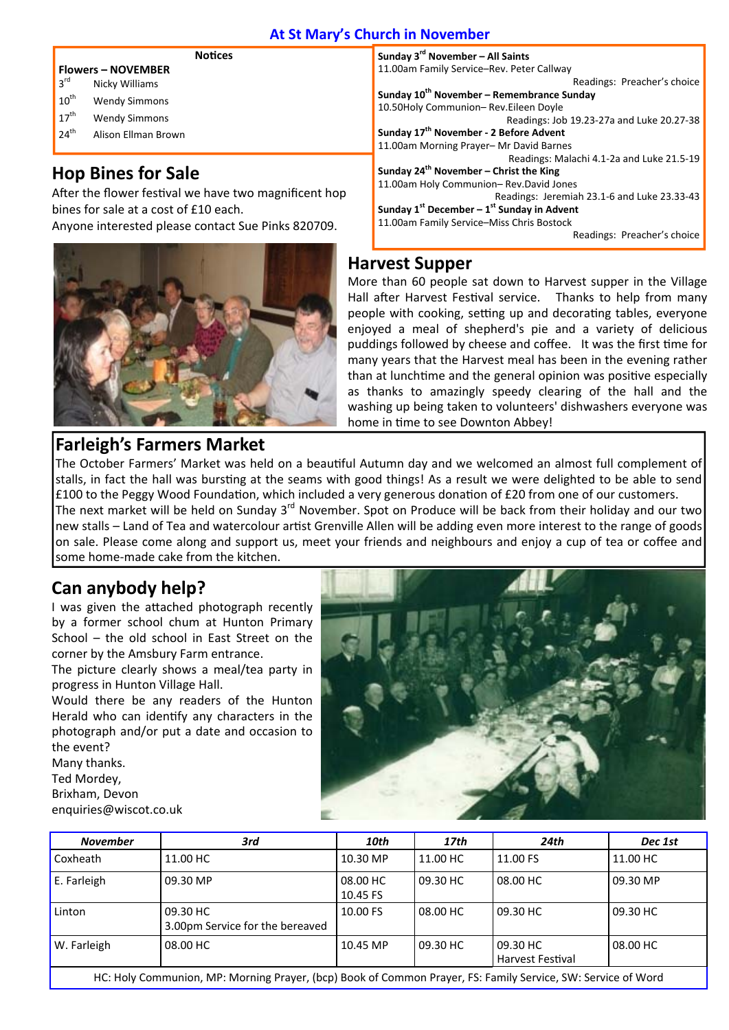# At St Mary's Church in November

**Notices**

**Flowers – NOVEMBER**

| | |
|---|---|
| 3rd | Nicky Williams |
| 10th | Wendy Simmons |
| 17th | Wendy Simmons |
| 24th | Alison Ellman Brown |

**Sunday 3rd November – All Saints**
11.00am Family Service–Rev. Peter Callway
Readings: Preacher's choice

**Sunday 10th November – Remembrance Sunday**
10.50Holy Communion– Rev.Eileen Doyle
Readings: Job 19.23-27a and Luke 20.27-38

**Sunday 17th November - 2 Before Advent**
11.00am Morning Prayer– Mr David Barnes
Readings: Malachi 4.1-2a and Luke 21.5-19

**Sunday 24th November – Christ the King**
11.00am Holy Communion– Rev.David Jones
Readings: Jeremiah 23.1-6 and Luke 23.33-43

**Sunday 1st December – 1st Sunday in Advent**
11.00am Family Service–Miss Chris Bostock
Readings: Preacher's choice

## Hop Bines for Sale

After the flower festival we have two magnificent hop bines for sale at a cost of £10 each.
Anyone interested please contact Sue Pinks 820709.

## Harvest Supper

More than 60 people sat down to Harvest supper in the Village Hall after Harvest Festival service. Thanks to help from many people with cooking, setting up and decorating tables, everyone enjoyed a meal of shepherd's pie and a variety of delicious puddings followed by cheese and coffee. It was the first time for many years that the Harvest meal has been in the evening rather than at lunchtime and the general opinion was positive especially as thanks to amazingly speedy clearing of the hall and the washing up being taken to volunteers' dishwashers everyone was home in time to see Downton Abbey!

## Farleigh's Farmers Market

The October Farmers' Market was held on a beautiful Autumn day and we welcomed an almost full complement of stalls, in fact the hall was bursting at the seams with good things! As a result we were delighted to be able to send £100 to the Peggy Wood Foundation, which included a very generous donation of £20 from one of our customers.
The next market will be held on Sunday 3rd November. Spot on Produce will be back from their holiday and our two new stalls – Land of Tea and watercolour artist Grenville Allen will be adding even more interest to the range of goods on sale. Please come along and support us, meet your friends and neighbours and enjoy a cup of tea or coffee and some home-made cake from the kitchen.

## Can anybody help?

I was given the attached photograph recently by a former school chum at Hunton Primary School – the old school in East Street on the corner by the Amsbury Farm entrance.
The picture clearly shows a meal/tea party in progress in Hunton Village Hall.
Would there be any readers of the Hunton Herald who can identify any characters in the photograph and/or put a date and occasion to the event?
Many thanks.
Ted Mordey,
Brixham, Devon
enquiries@wiscot.co.uk

| *November* | *3rd* | *10th* | *17th* | *24th* | *Dec 1st* |
|---|---|---|---|---|---|
| Coxheath | 11.00 HC | 10.30 MP | 11.00 HC | 11.00 FS | 11.00 HC |
| E. Farleigh | 09.30 MP | 08.00 HC<br>10.45 FS | 09.30 HC | 08.00 HC | 09.30 MP |
| Linton | 09.30 HC<br>3.00pm Service for the bereaved | 10.00 FS | 08.00 HC | 09.30 HC | 09.30 HC |
| W. Farleigh | 08.00 HC | 10.45 MP | 09.30 HC | 09.30 HC<br>Harvest Festival | 08.00 HC |

HC: Holy Communion, MP: Morning Prayer, (bcp) Book of Common Prayer, FS: Family Service, SW: Service of Word